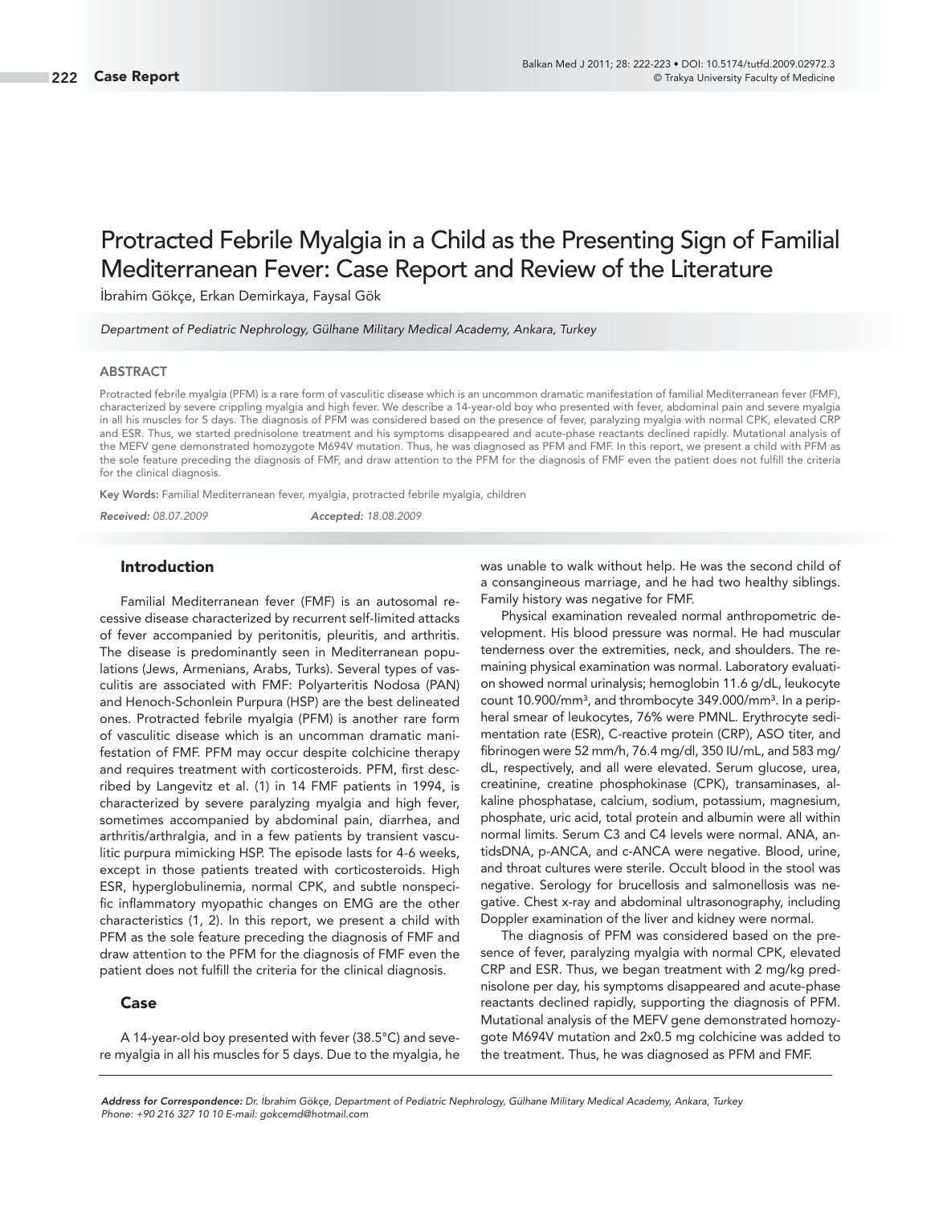# Protracted Febrile Myalgia in a Child as the Presenting Sign of Familial Mediterranean Fever: Case Report and Review of the Literature

İbrahim Gökçe, Erkan Demirkaya, Faysal Gök

*Department of Pediatric Nephrology, Gülhane Military Medical Academy, Ankara, Turkey*

## ABSTRACT

Protracted febrile myalgia (PFM) is a rare form of vasculitic disease which is an uncommon dramatic manifestation of familial Mediterranean fever (FMF), characterized by severe crippling myalgia and high fever. We describe a 14-year-old boy who presented with fever, abdominal pain and severe myalgia in all his muscles for 5 days. The diagnosis of PFM was considered based on the presence of fever, paralyzing myalgia with normal CPK, elevated CRP and ESR. Thus, we started prednisolone treatment and his symptoms disappeared and acute-phase reactants declined rapidly. Mutational analysis of the MEFV gene demonstrated homozygote M694V mutation. Thus, he was diagnosed as PFM and FMF. In this report, we present a child with PFM as the sole feature preceding the diagnosis of FMF, and draw attention to the PFM for the diagnosis of FMF even the patient does not fulfill the criteria for the clinical diagnosis.

**Key Words:** Familial Mediterranean fever, myalgia, protracted febrile myalgia, children

*Received: 08.07.2009* *Accepted: 18.08.2009*

## Introduction

Familial Mediterranean fever (FMF) is an autosomal recessive disease characterized by recurrent self-limited attacks of fever accompanied by peritonitis, pleuritis, and arthritis. The disease is predominantly seen in Mediterranean populations (Jews, Armenians, Arabs, Turks). Several types of vasculitis are associated with FMF: Polyarteritis Nodosa (PAN) and Henoch-Schonlein Purpura (HSP) are the best delineated ones. Protracted febrile myalgia (PFM) is another rare form of vasculitic disease which is an uncomman dramatic manifestation of FMF. PFM may occur despite colchicine therapy and requires treatment with corticosteroids. PFM, first described by Langevitz et al. (1) in 14 FMF patients in 1994, is characterized by severe paralyzing myalgia and high fever, sometimes accompanied by abdominal pain, diarrhea, and arthritis/arthralgia, and in a few patients by transient vasculitic purpura mimicking HSP. The episode lasts for 4-6 weeks, except in those patients treated with corticosteroids. High ESR, hyperglobulinemia, normal CPK, and subtle nonspecific inflammatory myopathic changes on EMG are the other characteristics (1, 2). In this report, we present a child with PFM as the sole feature preceding the diagnosis of FMF and draw attention to the PFM for the diagnosis of FMF even the patient does not fulfill the criteria for the clinical diagnosis.

## Case

A 14-year-old boy presented with fever (38.5°C) and severe myalgia in all his muscles for 5 days. Due to the myalgia, he was unable to walk without help. He was the second child of a consangineous marriage, and he had two healthy siblings. Family history was negative for FMF.

Physical examination revealed normal anthropometric development. His blood pressure was normal. He had muscular tenderness over the extremities, neck, and shoulders. The remaining physical examination was normal. Laboratory evaluation showed normal urinalysis; hemoglobin 11.6 g/dL, leukocyte count 10.900/mm³, and thrombocyte 349.000/mm³. In a peripheral smear of leukocytes, 76% were PMNL. Erythrocyte sedimentation rate (ESR), C-reactive protein (CRP), ASO titer, and fibrinogen were 52 mm/h, 76.4 mg/dl, 350 IU/mL, and 583 mg/dL, respectively, and all were elevated. Serum glucose, urea, creatinine, creatine phosphokinase (CPK), transaminases, alkaline phosphatase, calcium, sodium, potassium, magnesium, phosphate, uric acid, total protein and albumin were all within normal limits. Serum C3 and C4 levels were normal. ANA, antidsDNA, p-ANCA, and c-ANCA were negative. Blood, urine, and throat cultures were sterile. Occult blood in the stool was negative. Serology for brucellosis and salmonellosis was negative. Chest x-ray and abdominal ultrasonography, including Doppler examination of the liver and kidney were normal.

The diagnosis of PFM was considered based on the presence of fever, paralyzing myalgia with normal CPK, elevated CRP and ESR. Thus, we began treatment with 2 mg/kg prednisolone per day, his symptoms disappeared and acute-phase reactants declined rapidly, supporting the diagnosis of PFM. Mutational analysis of the MEFV gene demonstrated homozygote M694V mutation and 2x0.5 mg colchicine was added to the treatment. Thus, he was diagnosed as PFM and FMF.

*Address for Correspondence: Dr. İbrahim Gökçe, Department of Pediatric Nephrology, Gülhane Military Medical Academy, Ankara, Turkey*
*Phone: +90 216 327 10 10 E-mail: gokcemd@hotmail.com*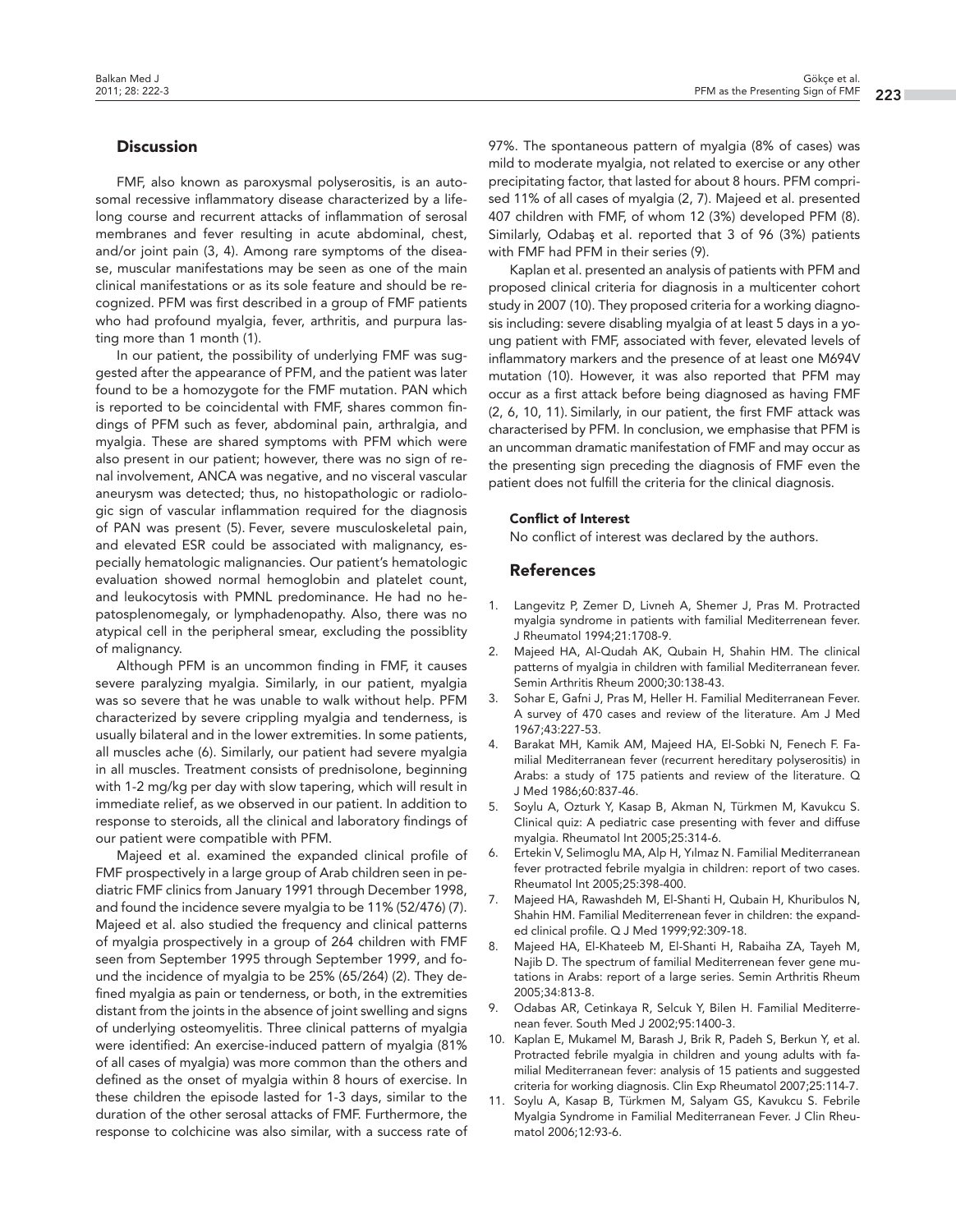## Discussion

FMF, also known as paroxysmal polyserositis, is an autosomal recessive inflammatory disease characterized by a lifelong course and recurrent attacks of inflammation of serosal membranes and fever resulting in acute abdominal, chest, and/or joint pain (3, 4). Among rare symptoms of the disease, muscular manifestations may be seen as one of the main clinical manifestations or as its sole feature and should be recognized. PFM was first described in a group of FMF patients who had profound myalgia, fever, arthritis, and purpura lasting more than 1 month (1).

In our patient, the possibility of underlying FMF was suggested after the appearance of PFM, and the patient was later found to be a homozygote for the FMF mutation. PAN which is reported to be coincidental with FMF, shares common findings of PFM such as fever, abdominal pain, arthralgia, and myalgia. These are shared symptoms with PFM which were also present in our patient; however, there was no sign of renal involvement, ANCA was negative, and no visceral vascular aneurysm was detected; thus, no histopathologic or radiologic sign of vascular inflammation required for the diagnosis of PAN was present (5). Fever, severe musculoskeletal pain, and elevated ESR could be associated with malignancy, especially hematologic malignancies. Our patient's hematologic evaluation showed normal hemoglobin and platelet count, and leukocytosis with PMNL predominance. He had no hepatosplenomegaly, or lymphadenopathy. Also, there was no atypical cell in the peripheral smear, excluding the possiblity of malignancy.

Although PFM is an uncommon finding in FMF, it causes severe paralyzing myalgia. Similarly, in our patient, myalgia was so severe that he was unable to walk without help. PFM characterized by severe crippling myalgia and tenderness, is usually bilateral and in the lower extremities. In some patients, all muscles ache (6). Similarly, our patient had severe myalgia in all muscles. Treatment consists of prednisolone, beginning with 1-2 mg/kg per day with slow tapering, which will result in immediate relief, as we observed in our patient. In addition to response to steroids, all the clinical and laboratory findings of our patient were compatible with PFM.

Majeed et al. examined the expanded clinical profile of FMF prospectively in a large group of Arab children seen in pediatric FMF clinics from January 1991 through December 1998, and found the incidence severe myalgia to be 11% (52/476) (7). Majeed et al. also studied the frequency and clinical patterns of myalgia prospectively in a group of 264 children with FMF seen from September 1995 through September 1999, and found the incidence of myalgia to be 25% (65/264) (2). They defined myalgia as pain or tenderness, or both, in the extremities distant from the joints in the absence of joint swelling and signs of underlying osteomyelitis. Three clinical patterns of myalgia were identified: An exercise-induced pattern of myalgia (81% of all cases of myalgia) was more common than the others and defined as the onset of myalgia within 8 hours of exercise. In these children the episode lasted for 1-3 days, similar to the duration of the other serosal attacks of FMF. Furthermore, the response to colchicine was also similar, with a success rate of 97%. The spontaneous pattern of myalgia (8% of cases) was mild to moderate myalgia, not related to exercise or any other precipitating factor, that lasted for about 8 hours. PFM comprised 11% of all cases of myalgia (2, 7). Majeed et al. presented 407 children with FMF, of whom 12 (3%) developed PFM (8). Similarly, Odabaş et al. reported that 3 of 96 (3%) patients with FMF had PFM in their series (9).

Kaplan et al. presented an analysis of patients with PFM and proposed clinical criteria for diagnosis in a multicenter cohort study in 2007 (10). They proposed criteria for a working diagnosis including: severe disabling myalgia of at least 5 days in a young patient with FMF, associated with fever, elevated levels of inflammatory markers and the presence of at least one M694V mutation (10). However, it was also reported that PFM may occur as a first attack before being diagnosed as having FMF (2, 6, 10, 11). Similarly, in our patient, the first FMF attack was characterised by PFM. In conclusion, we emphasise that PFM is an uncomman dramatic manifestation of FMF and may occur as the presenting sign preceding the diagnosis of FMF even the patient does not fulfill the criteria for the clinical diagnosis.

#### Conflict of Interest

No conflict of interest was declared by the authors.

## References

1. Langevitz P, Zemer D, Livneh A, Shemer J, Pras M. Protracted myalgia syndrome in patients with familial Mediterrenean fever. J Rheumatol 1994;21:1708-9.
2. Majeed HA, Al-Qudah AK, Qubain H, Shahin HM. The clinical patterns of myalgia in children with familial Mediterranean fever. Semin Arthritis Rheum 2000;30:138-43.
3. Sohar E, Gafni J, Pras M, Heller H. Familial Mediterranean Fever. A survey of 470 cases and review of the literature. Am J Med 1967;43:227-53.
4. Barakat MH, Kamik AM, Majeed HA, El-Sobki N, Fenech F. Familial Mediterranean fever (recurrent hereditary polyserositis) in Arabs: a study of 175 patients and review of the literature. Q J Med 1986;60:837-46.
5. Soylu A, Ozturk Y, Kasap B, Akman N, Türkmen M, Kavukcu S. Clinical quiz: A pediatric case presenting with fever and diffuse myalgia. Rheumatol Int 2005;25:314-6.
6. Ertekin V, Selimoglu MA, Alp H, Yılmaz N. Familial Mediterranean fever protracted febrile myalgia in children: report of two cases. Rheumatol Int 2005;25:398-400.
7. Majeed HA, Rawashdeh M, El-Shanti H, Qubain H, Khuribulos N, Shahin HM. Familial Mediterrenean fever in children: the expanded clinical profile. Q J Med 1999;92:309-18.
8. Majeed HA, El-Khateeb M, El-Shanti H, Rabaiha ZA, Tayeh M, Najib D. The spectrum of familial Mediterrenean fever gene mutations in Arabs: report of a large series. Semin Arthritis Rheum 2005;34:813-8.
9. Odabas AR, Cetinkaya R, Selcuk Y, Bilen H. Familial Mediterrenean fever. South Med J 2002;95:1400-3.
10. Kaplan E, Mukamel M, Barash J, Brik R, Padeh S, Berkun Y, et al. Protracted febrile myalgia in children and young adults with familial Mediterranean fever: analysis of 15 patients and suggested criteria for working diagnosis. Clin Exp Rheumatol 2007;25:114-7.
11. Soylu A, Kasap B, Türkmen M, Salyam GS, Kavukcu S. Febrile Myalgia Syndrome in Familial Mediterranean Fever. J Clin Rheumatol 2006;12:93-6.